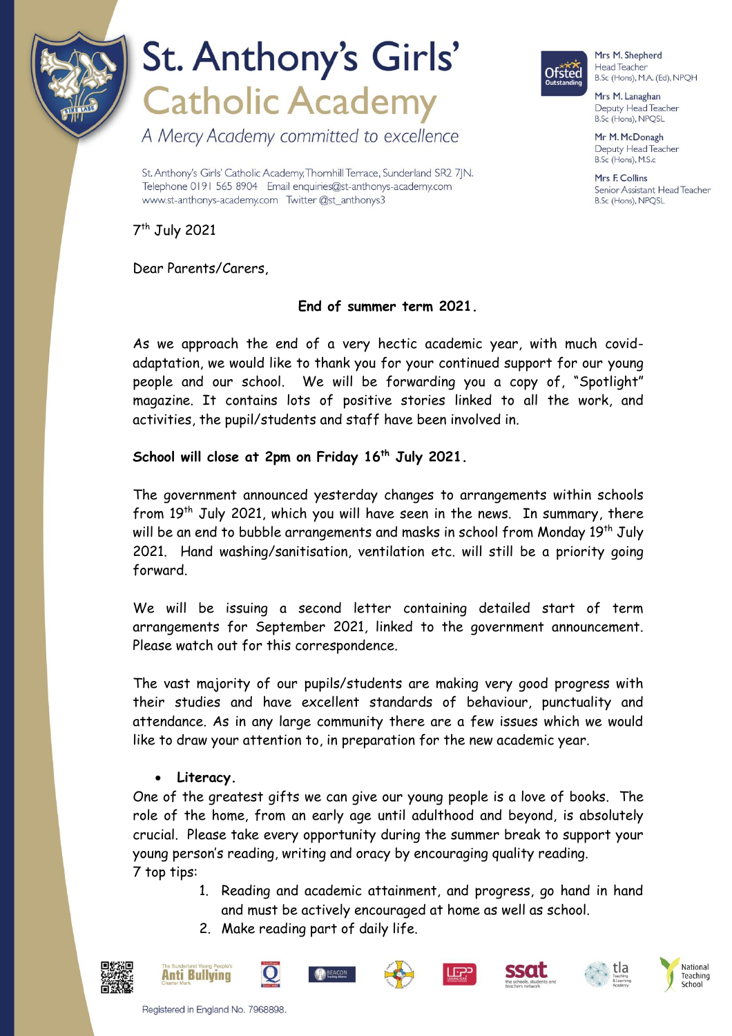# St. Anthony's Girls' Catholic Academy

*A Mercy Academy committed to excellence*

St. Anthony's Girls' Catholic Academy, Thornhill Terrace, Sunderland SR2 7JN.
Telephone 0191 565 8904 Email enquiries@st-anthonys-academy.com
www.st-anthonys-academy.com Twitter @st_anthonys3

Mrs M. Shepherd
Head Teacher
B.Sc (Hons), M.A. (Ed), NPQH

Mrs M. Lanaghan
Deputy Head Teacher
B.Sc (Hons), NPQSL

Mr M. McDonagh
Deputy Head Teacher
B.Sc (Hons), M.Sc

Mrs F. Collins
Senior Assistant Head Teacher
B.Sc (Hons), NPQSL

7th July 2021

Dear Parents/Carers,

**End of summer term 2021.**

As we approach the end of a very hectic academic year, with much covid-adaptation, we would like to thank you for your continued support for our young people and our school. We will be forwarding you a copy of, "Spotlight" magazine. It contains lots of positive stories linked to all the work, and activities, the pupil/students and staff have been involved in.

**School will close at 2pm on Friday 16th July 2021.**

The government announced yesterday changes to arrangements within schools from 19th July 2021, which you will have seen in the news. In summary, there will be an end to bubble arrangements and masks in school from Monday 19th July 2021. Hand washing/sanitisation, ventilation etc. will still be a priority going forward.

We will be issuing a second letter containing detailed start of term arrangements for September 2021, linked to the government announcement. Please watch out for this correspondence.

The vast majority of our pupils/students are making very good progress with their studies and have excellent standards of behaviour, punctuality and attendance. As in any large community there are a few issues which we would like to draw your attention to, in preparation for the new academic year.

- **Literacy.**

One of the greatest gifts we can give our young people is a love of books. The role of the home, from an early age until adulthood and beyond, is absolutely crucial. Please take every opportunity during the summer break to support your young person's reading, writing and oracy by encouraging quality reading.

7 top tips:

1. Reading and academic attainment, and progress, go hand in hand and must be actively encouraged at home as well as school.
2. Make reading part of daily life.

Registered in England No. 7968898.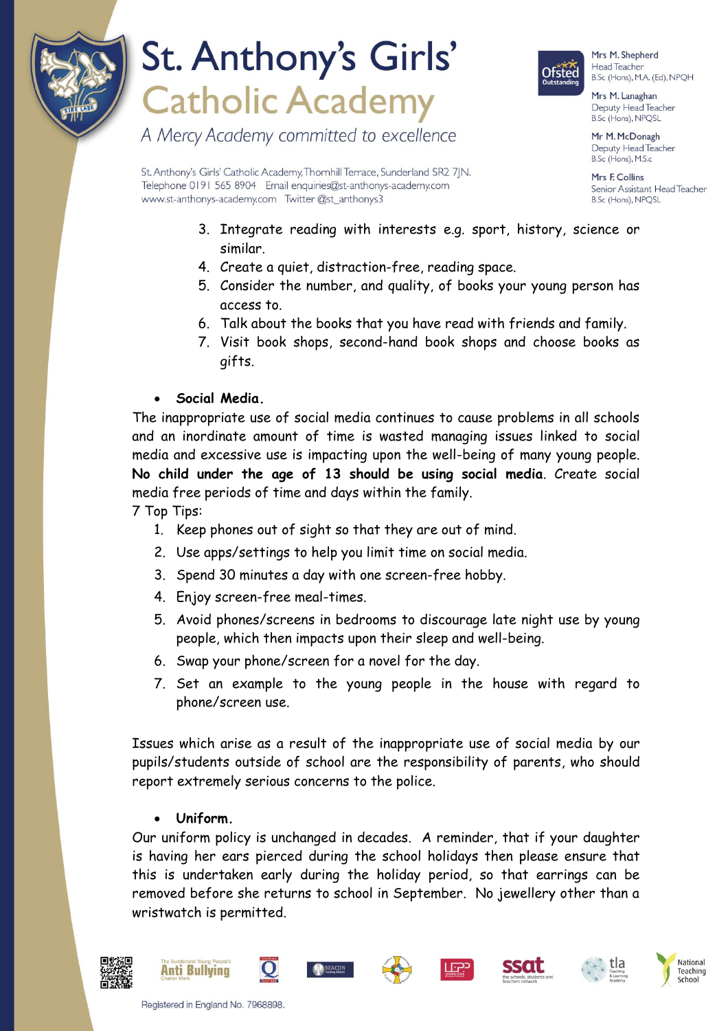3. Integrate reading with interests e.g. sport, history, science or similar.
4. Create a quiet, distraction-free, reading space.
5. Consider the number, and quality, of books your young person has access to.
6. Talk about the books that you have read with friends and family.
7. Visit book shops, second-hand book shops and choose books as gifts.

- **Social Media.**

The inappropriate use of social media continues to cause problems in all schools and an inordinate amount of time is wasted managing issues linked to social media and excessive use is impacting upon the well-being of many young people. **No child under the age of 13 should be using social media**. Create social media free periods of time and days within the family.

7 Top Tips:

1. Keep phones out of sight so that they are out of mind.
2. Use apps/settings to help you limit time on social media.
3. Spend 30 minutes a day with one screen-free hobby.
4. Enjoy screen-free meal-times.
5. Avoid phones/screens in bedrooms to discourage late night use by young people, which then impacts upon their sleep and well-being.
6. Swap your phone/screen for a novel for the day.
7. Set an example to the young people in the house with regard to phone/screen use.

Issues which arise as a result of the inappropriate use of social media by our pupils/students outside of school are the responsibility of parents, who should report extremely serious concerns to the police.

- **Uniform.**

Our uniform policy is unchanged in decades. A reminder, that if your daughter is having her ears pierced during the school holidays then please ensure that this is undertaken early during the holiday period, so that earrings can be removed before she returns to school in September. No jewellery other than a wristwatch is permitted.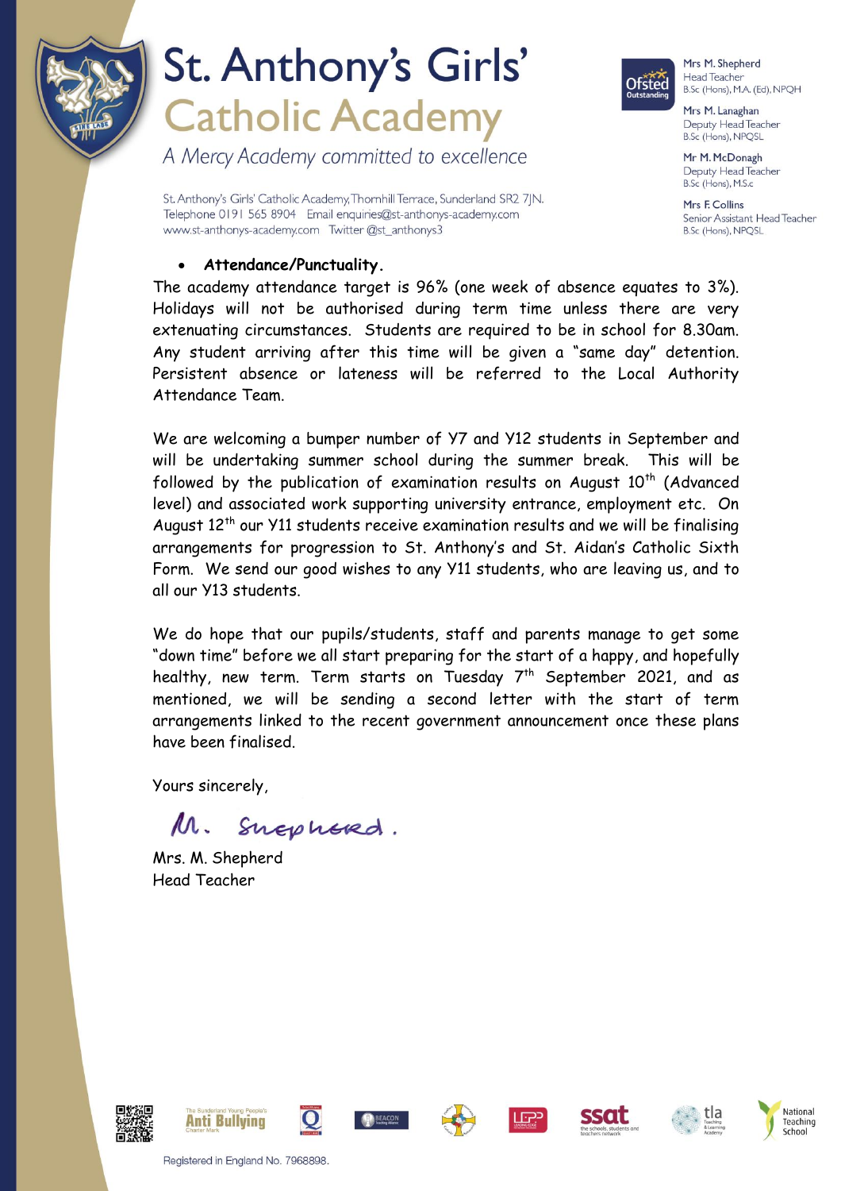# St. Anthony's Girls' Catholic Academy

*A Mercy Academy committed to excellence*

St. Anthony's Girls' Catholic Academy, Thornhill Terrace, Sunderland SR2 7JN.
Telephone 0191 565 8904 Email enquiries@st-anthonys-academy.com
www.st-anthonys-academy.com Twitter @st_anthonys3

Mrs M. Shepherd
Head Teacher
B.Sc (Hons), M.A. (Ed), NPQH

Mrs M. Lanaghan
Deputy Head Teacher
B.Sc (Hons), NPQSL

Mr M. McDonagh
Deputy Head Teacher
B.Sc (Hons), M.S.c

Mrs F. Collins
Senior Assistant Head Teacher
B.Sc (Hons), NPQSL

- **Attendance/Punctuality.**

The academy attendance target is 96% (one week of absence equates to 3%). Holidays will not be authorised during term time unless there are very extenuating circumstances. Students are required to be in school for 8.30am. Any student arriving after this time will be given a "same day" detention. Persistent absence or lateness will be referred to the Local Authority Attendance Team.

We are welcoming a bumper number of Y7 and Y12 students in September and will be undertaking summer school during the summer break. This will be followed by the publication of examination results on August 10th (Advanced level) and associated work supporting university entrance, employment etc. On August 12th our Y11 students receive examination results and we will be finalising arrangements for progression to St. Anthony's and St. Aidan's Catholic Sixth Form. We send our good wishes to any Y11 students, who are leaving us, and to all our Y13 students.

We do hope that our pupils/students, staff and parents manage to get some "down time" before we all start preparing for the start of a happy, and hopefully healthy, new term. Term starts on Tuesday 7th September 2021, and as mentioned, we will be sending a second letter with the start of term arrangements linked to the recent government announcement once these plans have been finalised.

Yours sincerely,

M. Shepherd.

Mrs. M. Shepherd
Head Teacher

Registered in England No. 7968898.